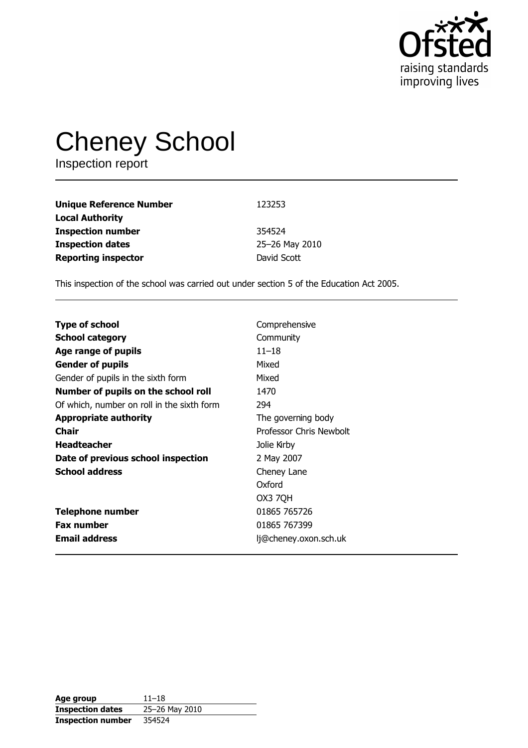# Cheney School

Inspection report

| | |
|---|---|
| **Unique Reference Number** | 123253 |
| **Local Authority** | |
| **Inspection number** | 354524 |
| **Inspection dates** | 25–26 May 2010 |
| **Reporting inspector** | David Scott |

This inspection of the school was carried out under section 5 of the Education Act 2005.

| | |
|---|---|
| **Type of school** | Comprehensive |
| **School category** | Community |
| **Age range of pupils** | 11–18 |
| **Gender of pupils** | Mixed |
| Gender of pupils in the sixth form | Mixed |
| **Number of pupils on the school roll** | 1470 |
| Of which, number on roll in the sixth form | 294 |
| **Appropriate authority** | The governing body |
| **Chair** | Professor Chris Newbolt |
| **Headteacher** | Jolie Kirby |
| **Date of previous school inspection** | 2 May 2007 |
| **School address** | Cheney Lane<br>Oxford<br>OX3 7QH |
| **Telephone number** | 01865 765726 |
| **Fax number** | 01865 767399 |
| **Email address** | lj@cheney.oxon.sch.uk |

| | |
|---|---|
| **Age group** | 11–18 |
| **Inspection dates** | 25–26 May 2010 |
| **Inspection number** | 354524 |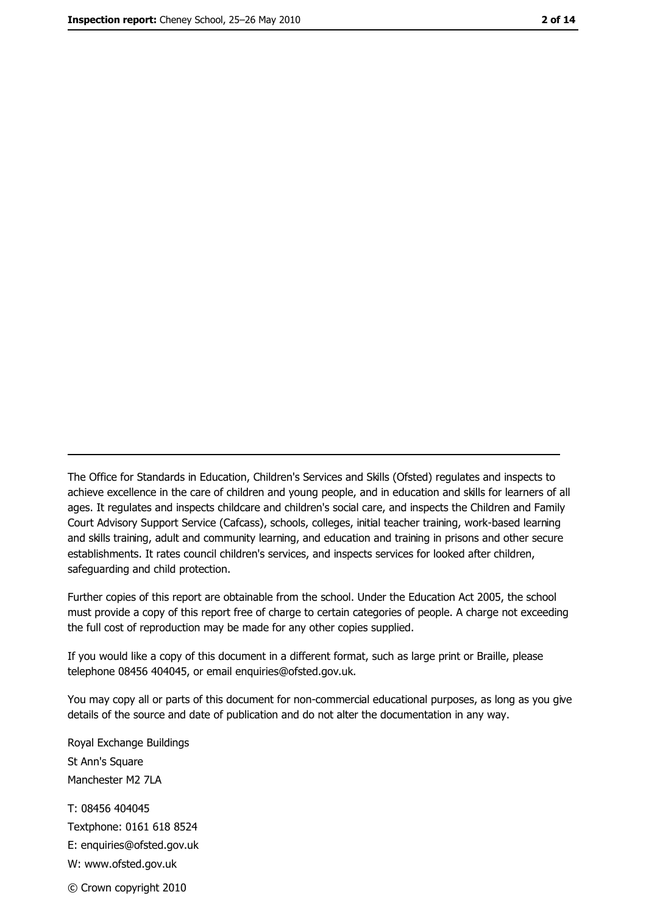---

The Office for Standards in Education, Children's Services and Skills (Ofsted) regulates and inspects to achieve excellence in the care of children and young people, and in education and skills for learners of all ages. It regulates and inspects childcare and children's social care, and inspects the Children and Family Court Advisory Support Service (Cafcass), schools, colleges, initial teacher training, work-based learning and skills training, adult and community learning, and education and training in prisons and other secure establishments. It rates council children's services, and inspects services for looked after children, safeguarding and child protection.

Further copies of this report are obtainable from the school. Under the Education Act 2005, the school must provide a copy of this report free of charge to certain categories of people. A charge not exceeding the full cost of reproduction may be made for any other copies supplied.

If you would like a copy of this document in a different format, such as large print or Braille, please telephone 08456 404045, or email enquiries@ofsted.gov.uk.

You may copy all or parts of this document for non-commercial educational purposes, as long as you give details of the source and date of publication and do not alter the documentation in any way.

Royal Exchange Buildings
St Ann's Square
Manchester M2 7LA

T: 08456 404045
Textphone: 0161 618 8524
E: enquiries@ofsted.gov.uk
W: www.ofsted.gov.uk

© Crown copyright 2010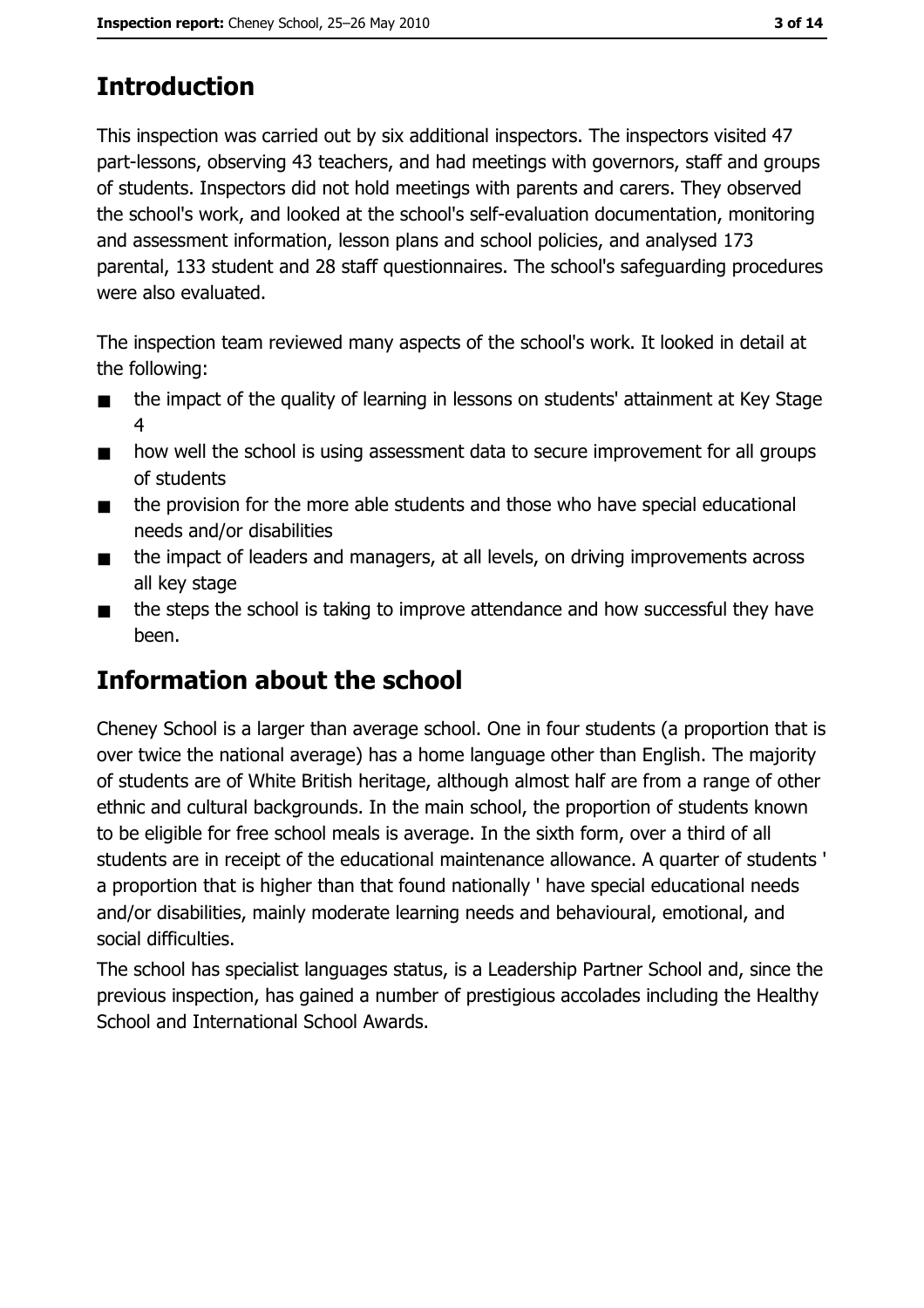# Introduction

This inspection was carried out by six additional inspectors. The inspectors visited 47 part-lessons, observing 43 teachers, and had meetings with governors, staff and groups of students. Inspectors did not hold meetings with parents and carers. They observed the school's work, and looked at the school's self-evaluation documentation, monitoring and assessment information, lesson plans and school policies, and analysed 173 parental, 133 student and 28 staff questionnaires. The school's safeguarding procedures were also evaluated.

The inspection team reviewed many aspects of the school's work. It looked in detail at the following:

- the impact of the quality of learning in lessons on students' attainment at Key Stage 4
- how well the school is using assessment data to secure improvement for all groups of students
- the provision for the more able students and those who have special educational needs and/or disabilities
- the impact of leaders and managers, at all levels, on driving improvements across all key stage
- the steps the school is taking to improve attendance and how successful they have been.

# Information about the school

Cheney School is a larger than average school. One in four students (a proportion that is over twice the national average) has a home language other than English. The majority of students are of White British heritage, although almost half are from a range of other ethnic and cultural backgrounds. In the main school, the proportion of students known to be eligible for free school meals is average. In the sixth form, over a third of all students are in receipt of the educational maintenance allowance. A quarter of students ' a proportion that is higher than that found nationally ' have special educational needs and/or disabilities, mainly moderate learning needs and behavioural, emotional, and social difficulties.

The school has specialist languages status, is a Leadership Partner School and, since the previous inspection, has gained a number of prestigious accolades including the Healthy School and International School Awards.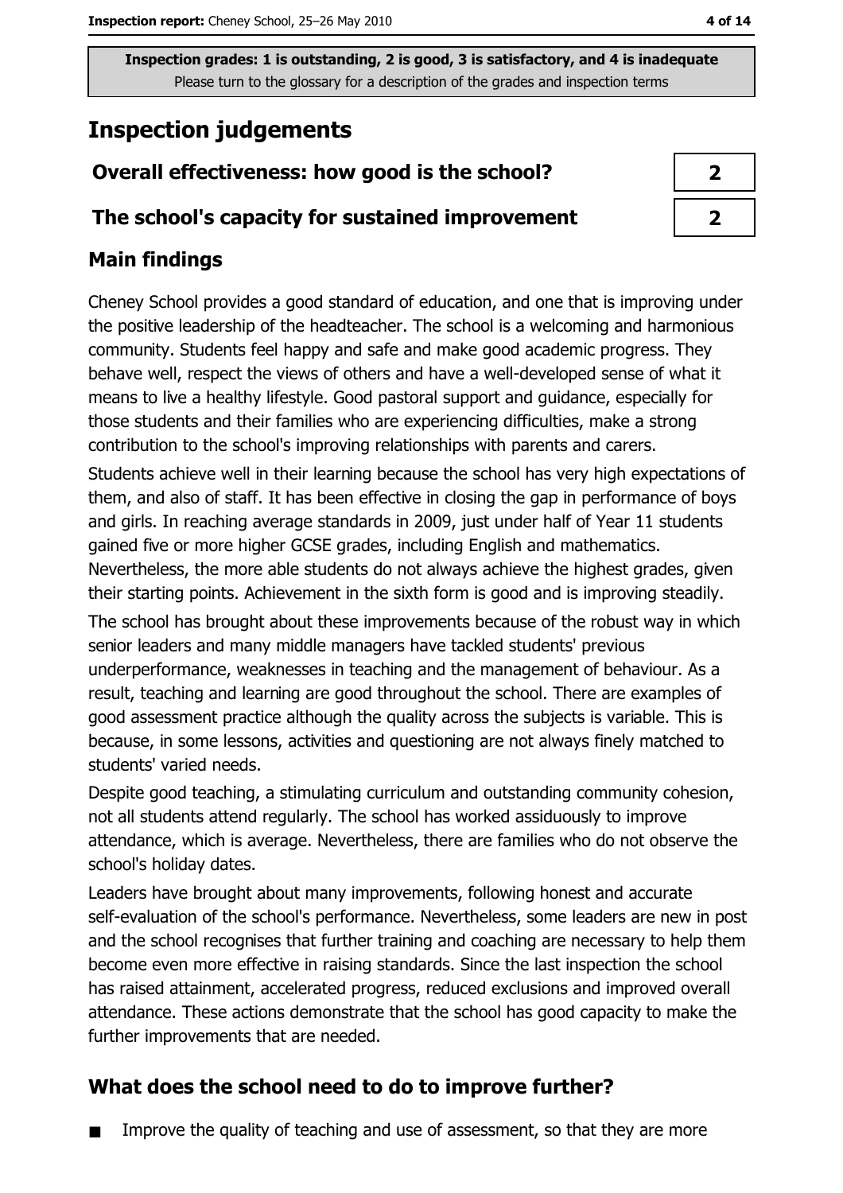Inspection grades: 1 is outstanding, 2 is good, 3 is satisfactory, and 4 is inadequate
Please turn to the glossary for a description of the grades and inspection terms

# Inspection judgements

| Overall effectiveness: how good is the school? | 2 |
| --- | --- |
| The school's capacity for sustained improvement | 2 |

## Main findings

Cheney School provides a good standard of education, and one that is improving under the positive leadership of the headteacher. The school is a welcoming and harmonious community. Students feel happy and safe and make good academic progress. They behave well, respect the views of others and have a well-developed sense of what it means to live a healthy lifestyle. Good pastoral support and guidance, especially for those students and their families who are experiencing difficulties, make a strong contribution to the school's improving relationships with parents and carers.

Students achieve well in their learning because the school has very high expectations of them, and also of staff. It has been effective in closing the gap in performance of boys and girls. In reaching average standards in 2009, just under half of Year 11 students gained five or more higher GCSE grades, including English and mathematics. Nevertheless, the more able students do not always achieve the highest grades, given their starting points. Achievement in the sixth form is good and is improving steadily.

The school has brought about these improvements because of the robust way in which senior leaders and many middle managers have tackled students' previous underperformance, weaknesses in teaching and the management of behaviour. As a result, teaching and learning are good throughout the school. There are examples of good assessment practice although the quality across the subjects is variable. This is because, in some lessons, activities and questioning are not always finely matched to students' varied needs.

Despite good teaching, a stimulating curriculum and outstanding community cohesion, not all students attend regularly. The school has worked assiduously to improve attendance, which is average. Nevertheless, there are families who do not observe the school's holiday dates.

Leaders have brought about many improvements, following honest and accurate self-evaluation of the school's performance. Nevertheless, some leaders are new in post and the school recognises that further training and coaching are necessary to help them become even more effective in raising standards. Since the last inspection the school has raised attainment, accelerated progress, reduced exclusions and improved overall attendance. These actions demonstrate that the school has good capacity to make the further improvements that are needed.

## What does the school need to do to improve further?

- Improve the quality of teaching and use of assessment, so that they are more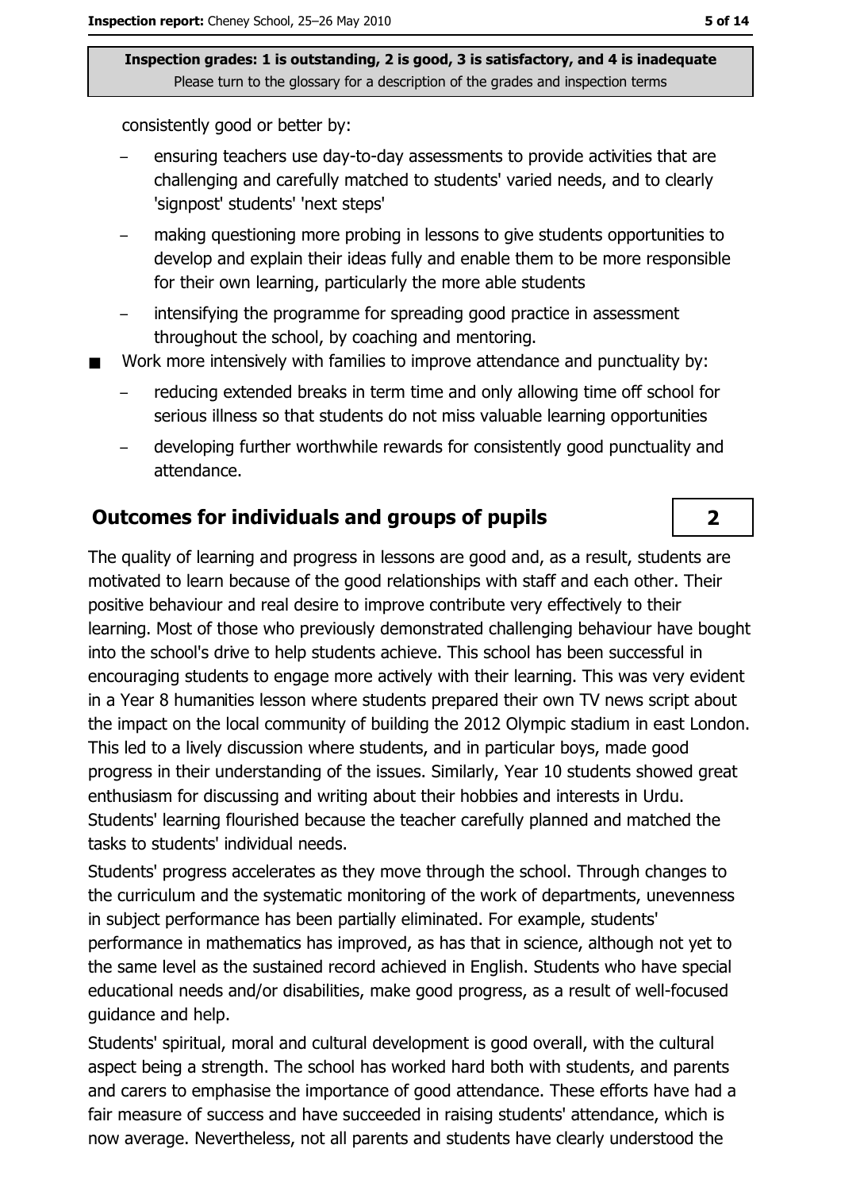Inspection grades: 1 is outstanding, 2 is good, 3 is satisfactory, and 4 is inadequate
Please turn to the glossary for a description of the grades and inspection terms

consistently good or better by:

- ensuring teachers use day-to-day assessments to provide activities that are challenging and carefully matched to students' varied needs, and to clearly 'signpost' students' 'next steps'
- making questioning more probing in lessons to give students opportunities to develop and explain their ideas fully and enable them to be more responsible for their own learning, particularly the more able students
- intensifying the programme for spreading good practice in assessment throughout the school, by coaching and mentoring.

- Work more intensively with families to improve attendance and punctuality by:
  - reducing extended breaks in term time and only allowing time off school for serious illness so that students do not miss valuable learning opportunities
  - developing further worthwhile rewards for consistently good punctuality and attendance.

## Outcomes for individuals and groups of pupils — 2

The quality of learning and progress in lessons are good and, as a result, students are motivated to learn because of the good relationships with staff and each other. Their positive behaviour and real desire to improve contribute very effectively to their learning. Most of those who previously demonstrated challenging behaviour have bought into the school's drive to help students achieve. This school has been successful in encouraging students to engage more actively with their learning. This was very evident in a Year 8 humanities lesson where students prepared their own TV news script about the impact on the local community of building the 2012 Olympic stadium in east London. This led to a lively discussion where students, and in particular boys, made good progress in their understanding of the issues. Similarly, Year 10 students showed great enthusiasm for discussing and writing about their hobbies and interests in Urdu. Students' learning flourished because the teacher carefully planned and matched the tasks to students' individual needs.

Students' progress accelerates as they move through the school. Through changes to the curriculum and the systematic monitoring of the work of departments, unevenness in subject performance has been partially eliminated. For example, students' performance in mathematics has improved, as has that in science, although not yet to the same level as the sustained record achieved in English. Students who have special educational needs and/or disabilities, make good progress, as a result of well-focused guidance and help.

Students' spiritual, moral and cultural development is good overall, with the cultural aspect being a strength. The school has worked hard both with students, and parents and carers to emphasise the importance of good attendance. These efforts have had a fair measure of success and have succeeded in raising students' attendance, which is now average. Nevertheless, not all parents and students have clearly understood the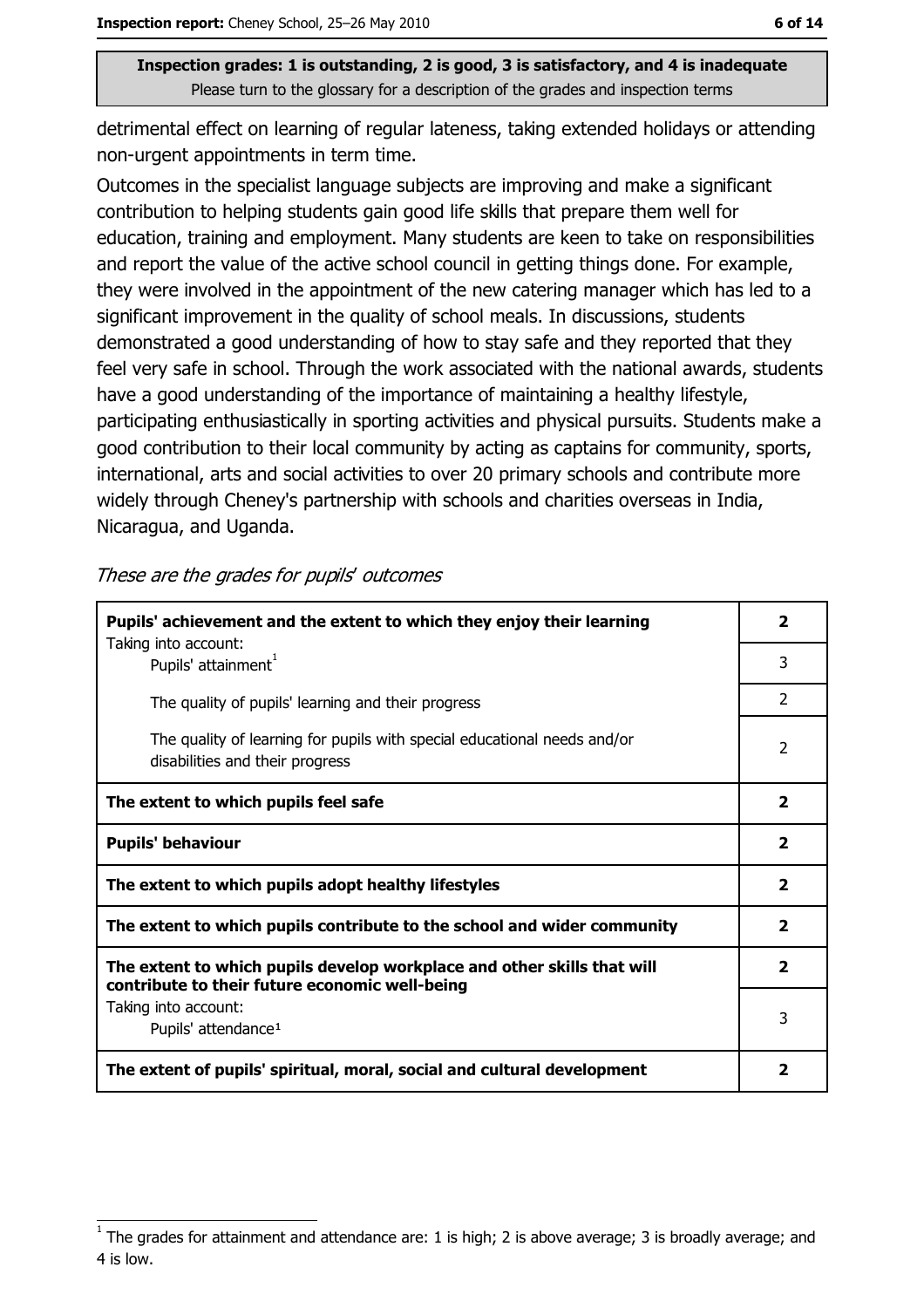**Inspection grades: 1 is outstanding, 2 is good, 3 is satisfactory, and 4 is inadequate**
Please turn to the glossary for a description of the grades and inspection terms

detrimental effect on learning of regular lateness, taking extended holidays or attending non-urgent appointments in term time.

Outcomes in the specialist language subjects are improving and make a significant contribution to helping students gain good life skills that prepare them well for education, training and employment. Many students are keen to take on responsibilities and report the value of the active school council in getting things done. For example, they were involved in the appointment of the new catering manager which has led to a significant improvement in the quality of school meals. In discussions, students demonstrated a good understanding of how to stay safe and they reported that they feel very safe in school. Through the work associated with the national awards, students have a good understanding of the importance of maintaining a healthy lifestyle, participating enthusiastically in sporting activities and physical pursuits. Students make a good contribution to their local community by acting as captains for community, sports, international, arts and social activities to over 20 primary schools and contribute more widely through Cheney's partnership with schools and charities overseas in India, Nicaragua, and Uganda.

*These are the grades for pupils' outcomes*

| | |
|---|---|
| **Pupils' achievement and the extent to which they enjoy their learning** | **2** |
| Taking into account: Pupils' attainment[1] | 3 |
| The quality of pupils' learning and their progress | 2 |
| The quality of learning for pupils with special educational needs and/or disabilities and their progress | 2 |
| **The extent to which pupils feel safe** | **2** |
| **Pupils' behaviour** | **2** |
| **The extent to which pupils adopt healthy lifestyles** | **2** |
| **The extent to which pupils contribute to the school and wider community** | **2** |
| **The extent to which pupils develop workplace and other skills that will contribute to their future economic well-being** | **2** |
| Taking into account: Pupils' attendance[1] | 3 |
| **The extent of pupils' spiritual, moral, social and cultural development** | **2** |

[1] The grades for attainment and attendance are: 1 is high; 2 is above average; 3 is broadly average; and 4 is low.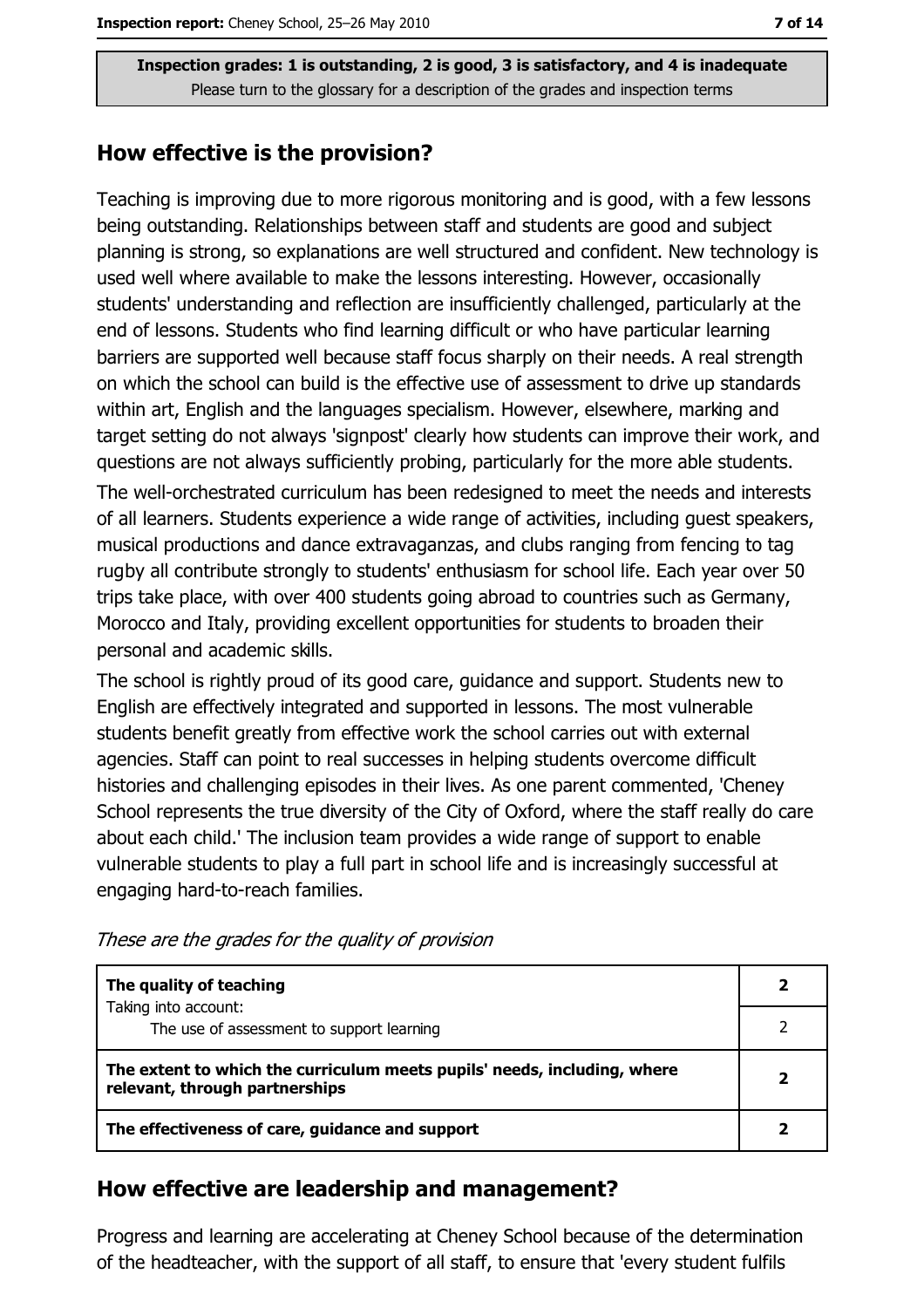Inspection grades: 1 is outstanding, 2 is good, 3 is satisfactory, and 4 is inadequate
Please turn to the glossary for a description of the grades and inspection terms

## How effective is the provision?

Teaching is improving due to more rigorous monitoring and is good, with a few lessons being outstanding. Relationships between staff and students are good and subject planning is strong, so explanations are well structured and confident. New technology is used well where available to make the lessons interesting. However, occasionally students' understanding and reflection are insufficiently challenged, particularly at the end of lessons. Students who find learning difficult or who have particular learning barriers are supported well because staff focus sharply on their needs. A real strength on which the school can build is the effective use of assessment to drive up standards within art, English and the languages specialism. However, elsewhere, marking and target setting do not always 'signpost' clearly how students can improve their work, and questions are not always sufficiently probing, particularly for the more able students.

The well-orchestrated curriculum has been redesigned to meet the needs and interests of all learners. Students experience a wide range of activities, including guest speakers, musical productions and dance extravaganzas, and clubs ranging from fencing to tag rugby all contribute strongly to students' enthusiasm for school life. Each year over 50 trips take place, with over 400 students going abroad to countries such as Germany, Morocco and Italy, providing excellent opportunities for students to broaden their personal and academic skills.

The school is rightly proud of its good care, guidance and support. Students new to English are effectively integrated and supported in lessons. The most vulnerable students benefit greatly from effective work the school carries out with external agencies. Staff can point to real successes in helping students overcome difficult histories and challenging episodes in their lives. As one parent commented, 'Cheney School represents the true diversity of the City of Oxford, where the staff really do care about each child.' The inclusion team provides a wide range of support to enable vulnerable students to play a full part in school life and is increasingly successful at engaging hard-to-reach families.

*These are the grades for the quality of provision*

| | |
|---|---|
| **The quality of teaching** | **2** |
| Taking into account: The use of assessment to support learning | 2 |
| **The extent to which the curriculum meets pupils' needs, including, where relevant, through partnerships** | **2** |
| **The effectiveness of care, guidance and support** | **2** |

## How effective are leadership and management?

Progress and learning are accelerating at Cheney School because of the determination of the headteacher, with the support of all staff, to ensure that 'every student fulfils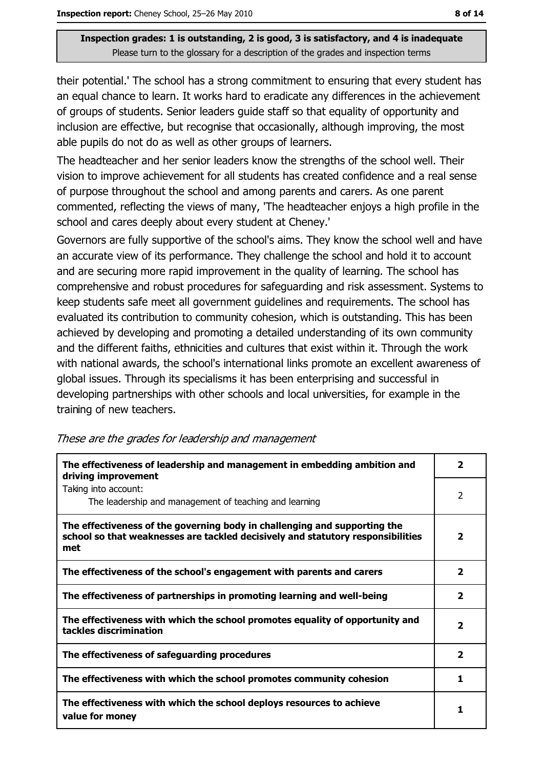their potential.' The school has a strong commitment to ensuring that every student has an equal chance to learn. It works hard to eradicate any differences in the achievement of groups of students. Senior leaders guide staff so that equality of opportunity and inclusion are effective, but recognise that occasionally, although improving, the most able pupils do not do as well as other groups of learners.

The headteacher and her senior leaders know the strengths of the school well. Their vision to improve achievement for all students has created confidence and a real sense of purpose throughout the school and among parents and carers. As one parent commented, reflecting the views of many, 'The headteacher enjoys a high profile in the school and cares deeply about every student at Cheney.'

Governors are fully supportive of the school's aims. They know the school well and have an accurate view of its performance. They challenge the school and hold it to account and are securing more rapid improvement in the quality of learning. The school has comprehensive and robust procedures for safeguarding and risk assessment. Systems to keep students safe meet all government guidelines and requirements. The school has evaluated its contribution to community cohesion, which is outstanding. This has been achieved by developing and promoting a detailed understanding of its own community and the different faiths, ethnicities and cultures that exist within it. Through the work with national awards, the school's international links promote an excellent awareness of global issues. Through its specialisms it has been enterprising and successful in developing partnerships with other schools and local universities, for example in the training of new teachers.

*These are the grades for leadership and management*

| | |
|---|---|
| **The effectiveness of leadership and management in embedding ambition and driving improvement** | **2** |
| Taking into account: The leadership and management of teaching and learning | 2 |
| **The effectiveness of the governing body in challenging and supporting the school so that weaknesses are tackled decisively and statutory responsibilities met** | **2** |
| **The effectiveness of the school's engagement with parents and carers** | **2** |
| **The effectiveness of partnerships in promoting learning and well-being** | **2** |
| **The effectiveness with which the school promotes equality of opportunity and tackles discrimination** | **2** |
| **The effectiveness of safeguarding procedures** | **2** |
| **The effectiveness with which the school promotes community cohesion** | **1** |
| **The effectiveness with which the school deploys resources to achieve value for money** | **1** |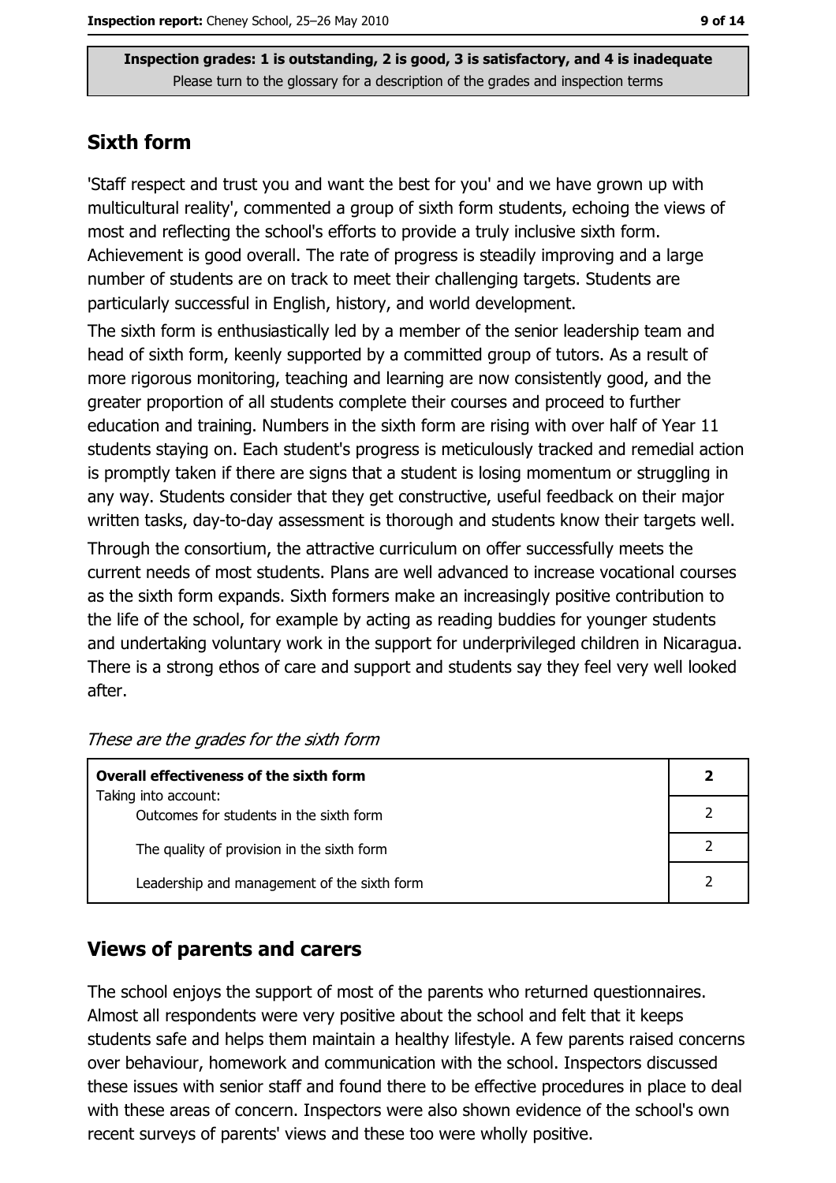Inspection grades: 1 is outstanding, 2 is good, 3 is satisfactory, and 4 is inadequate
Please turn to the glossary for a description of the grades and inspection terms

## Sixth form

'Staff respect and trust you and want the best for you' and we have grown up with multicultural reality', commented a group of sixth form students, echoing the views of most and reflecting the school's efforts to provide a truly inclusive sixth form. Achievement is good overall. The rate of progress is steadily improving and a large number of students are on track to meet their challenging targets. Students are particularly successful in English, history, and world development.

The sixth form is enthusiastically led by a member of the senior leadership team and head of sixth form, keenly supported by a committed group of tutors. As a result of more rigorous monitoring, teaching and learning are now consistently good, and the greater proportion of all students complete their courses and proceed to further education and training. Numbers in the sixth form are rising with over half of Year 11 students staying on. Each student's progress is meticulously tracked and remedial action is promptly taken if there are signs that a student is losing momentum or struggling in any way. Students consider that they get constructive, useful feedback on their major written tasks, day-to-day assessment is thorough and students know their targets well.

Through the consortium, the attractive curriculum on offer successfully meets the current needs of most students. Plans are well advanced to increase vocational courses as the sixth form expands. Sixth formers make an increasingly positive contribution to the life of the school, for example by acting as reading buddies for younger students and undertaking voluntary work in the support for underprivileged children in Nicaragua. There is a strong ethos of care and support and students say they feel very well looked after.

*These are the grades for the sixth form*

| **Overall effectiveness of the sixth form** | **2** |
|---|---|
| Taking into account:<br>Outcomes for students in the sixth form | 2 |
| The quality of provision in the sixth form | 2 |
| Leadership and management of the sixth form | 2 |

## Views of parents and carers

The school enjoys the support of most of the parents who returned questionnaires. Almost all respondents were very positive about the school and felt that it keeps students safe and helps them maintain a healthy lifestyle. A few parents raised concerns over behaviour, homework and communication with the school. Inspectors discussed these issues with senior staff and found there to be effective procedures in place to deal with these areas of concern. Inspectors were also shown evidence of the school's own recent surveys of parents' views and these too were wholly positive.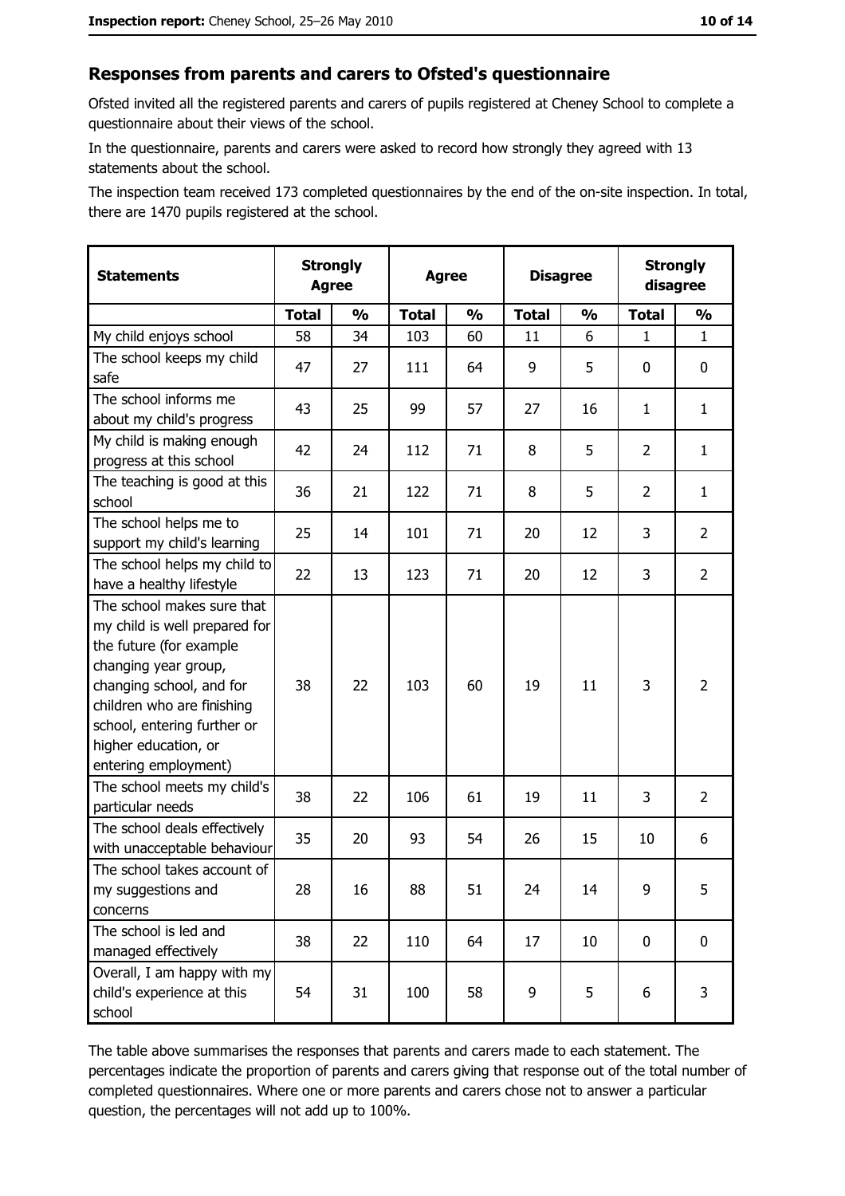## Responses from parents and carers to Ofsted's questionnaire

Ofsted invited all the registered parents and carers of pupils registered at Cheney School to complete a questionnaire about their views of the school.

In the questionnaire, parents and carers were asked to record how strongly they agreed with 13 statements about the school.

The inspection team received 173 completed questionnaires by the end of the on-site inspection. In total, there are 1470 pupils registered at the school.

| Statements | Strongly Agree | | Agree | | Disagree | | Strongly disagree | |
|---|---|---|---|---|---|---|---|---|
| | Total | % | Total | % | Total | % | Total | % |
| My child enjoys school | 58 | 34 | 103 | 60 | 11 | 6 | 1 | 1 |
| The school keeps my child safe | 47 | 27 | 111 | 64 | 9 | 5 | 0 | 0 |
| The school informs me about my child's progress | 43 | 25 | 99 | 57 | 27 | 16 | 1 | 1 |
| My child is making enough progress at this school | 42 | 24 | 112 | 71 | 8 | 5 | 2 | 1 |
| The teaching is good at this school | 36 | 21 | 122 | 71 | 8 | 5 | 2 | 1 |
| The school helps me to support my child's learning | 25 | 14 | 101 | 71 | 20 | 12 | 3 | 2 |
| The school helps my child to have a healthy lifestyle | 22 | 13 | 123 | 71 | 20 | 12 | 3 | 2 |
| The school makes sure that my child is well prepared for the future (for example changing year group, changing school, and for children who are finishing school, entering further or higher education, or entering employment) | 38 | 22 | 103 | 60 | 19 | 11 | 3 | 2 |
| The school meets my child's particular needs | 38 | 22 | 106 | 61 | 19 | 11 | 3 | 2 |
| The school deals effectively with unacceptable behaviour | 35 | 20 | 93 | 54 | 26 | 15 | 10 | 6 |
| The school takes account of my suggestions and concerns | 28 | 16 | 88 | 51 | 24 | 14 | 9 | 5 |
| The school is led and managed effectively | 38 | 22 | 110 | 64 | 17 | 10 | 0 | 0 |
| Overall, I am happy with my child's experience at this school | 54 | 31 | 100 | 58 | 9 | 5 | 6 | 3 |

The table above summarises the responses that parents and carers made to each statement. The percentages indicate the proportion of parents and carers giving that response out of the total number of completed questionnaires. Where one or more parents and carers chose not to answer a particular question, the percentages will not add up to 100%.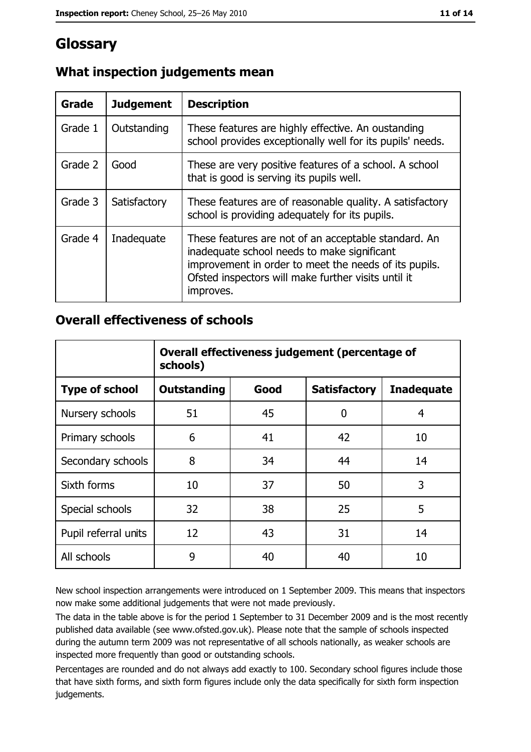# Glossary

## What inspection judgements mean

| Grade | Judgement | Description |
| --- | --- | --- |
| Grade 1 | Outstanding | These features are highly effective. An oustanding school provides exceptionally well for its pupils' needs. |
| Grade 2 | Good | These are very positive features of a school. A school that is good is serving its pupils well. |
| Grade 3 | Satisfactory | These features are of reasonable quality. A satisfactory school is providing adequately for its pupils. |
| Grade 4 | Inadequate | These features are not of an acceptable standard. An inadequate school needs to make significant improvement in order to meet the needs of its pupils. Ofsted inspectors will make further visits until it improves. |

## Overall effectiveness of schools

| | Overall effectiveness judgement (percentage of schools) | | | |
| --- | --- | --- | --- | --- |
| **Type of school** | **Outstanding** | **Good** | **Satisfactory** | **Inadequate** |
| Nursery schools | 51 | 45 | 0 | 4 |
| Primary schools | 6 | 41 | 42 | 10 |
| Secondary schools | 8 | 34 | 44 | 14 |
| Sixth forms | 10 | 37 | 50 | 3 |
| Special schools | 32 | 38 | 25 | 5 |
| Pupil referral units | 12 | 43 | 31 | 14 |
| All schools | 9 | 40 | 40 | 10 |

New school inspection arrangements were introduced on 1 September 2009. This means that inspectors now make some additional judgements that were not made previously.

The data in the table above is for the period 1 September to 31 December 2009 and is the most recently published data available (see www.ofsted.gov.uk). Please note that the sample of schools inspected during the autumn term 2009 was not representative of all schools nationally, as weaker schools are inspected more frequently than good or outstanding schools.

Percentages are rounded and do not always add exactly to 100. Secondary school figures include those that have sixth forms, and sixth form figures include only the data specifically for sixth form inspection judgements.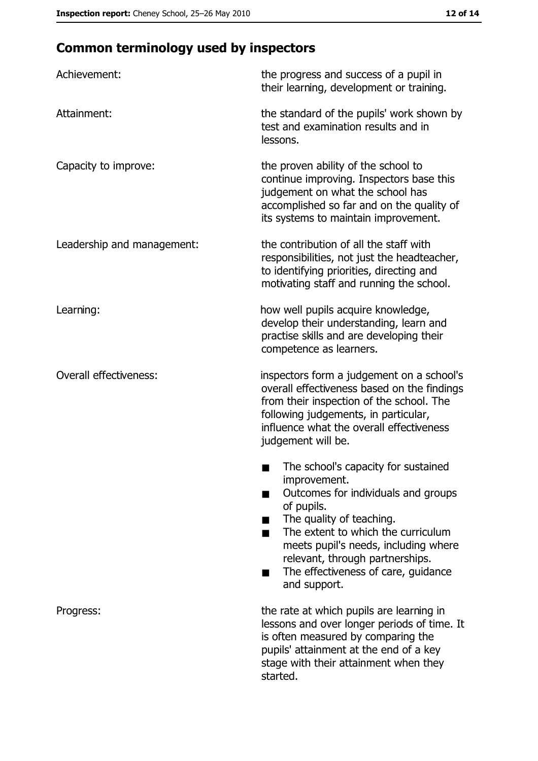## Common terminology used by inspectors

**Achievement:** the progress and success of a pupil in their learning, development or training.

**Attainment:** the standard of the pupils' work shown by test and examination results and in lessons.

**Capacity to improve:** the proven ability of the school to continue improving. Inspectors base this judgement on what the school has accomplished so far and on the quality of its systems to maintain improvement.

**Leadership and management:** the contribution of all the staff with responsibilities, not just the headteacher, to identifying priorities, directing and motivating staff and running the school.

**Learning:** how well pupils acquire knowledge, develop their understanding, learn and practise skills and are developing their competence as learners.

**Overall effectiveness:** inspectors form a judgement on a school's overall effectiveness based on the findings from their inspection of the school. The following judgements, in particular, influence what the overall effectiveness judgement will be.

- The school's capacity for sustained improvement.
- Outcomes for individuals and groups of pupils.
- The quality of teaching.
- The extent to which the curriculum meets pupil's needs, including where relevant, through partnerships.
- The effectiveness of care, guidance and support.

**Progress:** the rate at which pupils are learning in lessons and over longer periods of time. It is often measured by comparing the pupils' attainment at the end of a key stage with their attainment when they started.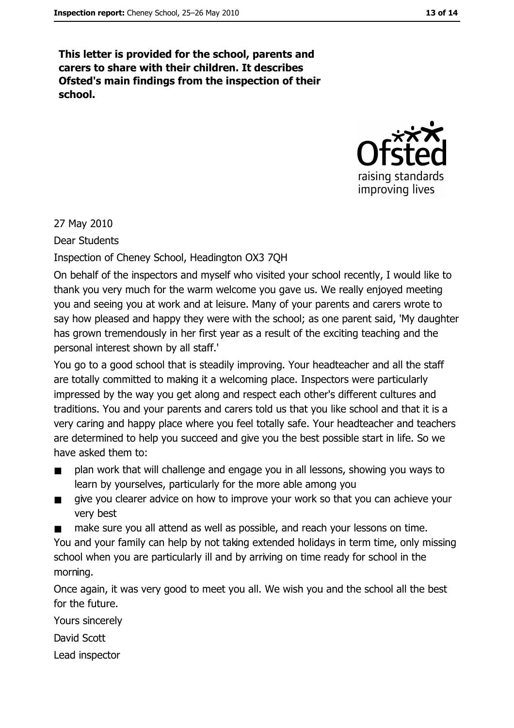**This letter is provided for the school, parents and carers to share with their children. It describes Ofsted's main findings from the inspection of their school.**

27 May 2010

Dear Students

Inspection of Cheney School, Headington OX3 7QH

On behalf of the inspectors and myself who visited your school recently, I would like to thank you very much for the warm welcome you gave us. We really enjoyed meeting you and seeing you at work and at leisure. Many of your parents and carers wrote to say how pleased and happy they were with the school; as one parent said, 'My daughter has grown tremendously in her first year as a result of the exciting teaching and the personal interest shown by all staff.'

You go to a good school that is steadily improving. Your headteacher and all the staff are totally committed to making it a welcoming place. Inspectors were particularly impressed by the way you get along and respect each other's different cultures and traditions. You and your parents and carers told us that you like school and that it is a very caring and happy place where you feel totally safe. Your headteacher and teachers are determined to help you succeed and give you the best possible start in life. So we have asked them to:

- plan work that will challenge and engage you in all lessons, showing you ways to learn by yourselves, particularly for the more able among you
- give you clearer advice on how to improve your work so that you can achieve your very best
- make sure you all attend as well as possible, and reach your lessons on time.

You and your family can help by not taking extended holidays in term time, only missing school when you are particularly ill and by arriving on time ready for school in the morning.

Once again, it was very good to meet you all. We wish you and the school all the best for the future.

Yours sincerely

David Scott

Lead inspector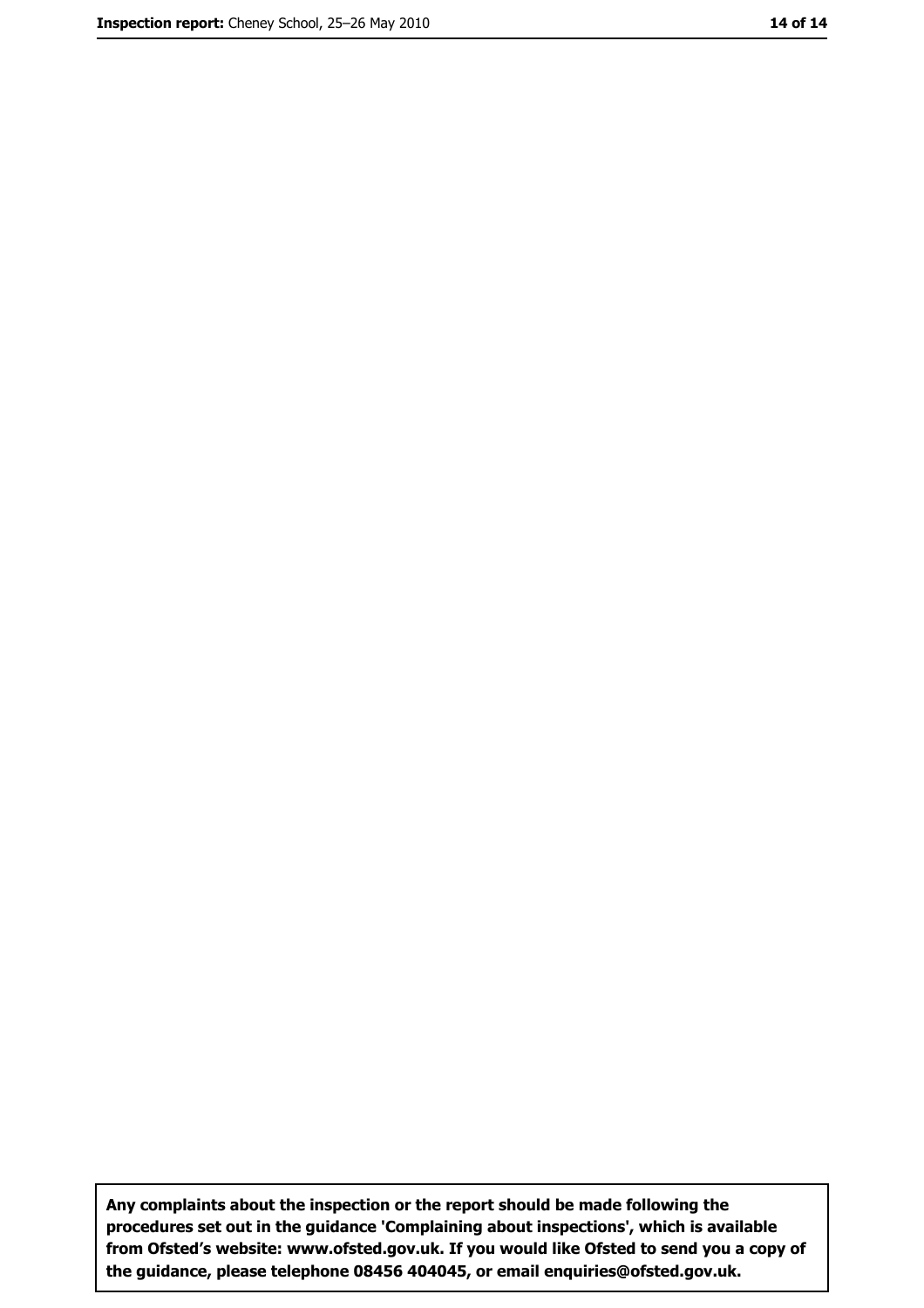**Any complaints about the inspection or the report should be made following the procedures set out in the guidance 'Complaining about inspections', which is available from Ofsted's website: www.ofsted.gov.uk. If you would like Ofsted to send you a copy of the guidance, please telephone 08456 404045, or email enquiries@ofsted.gov.uk.**